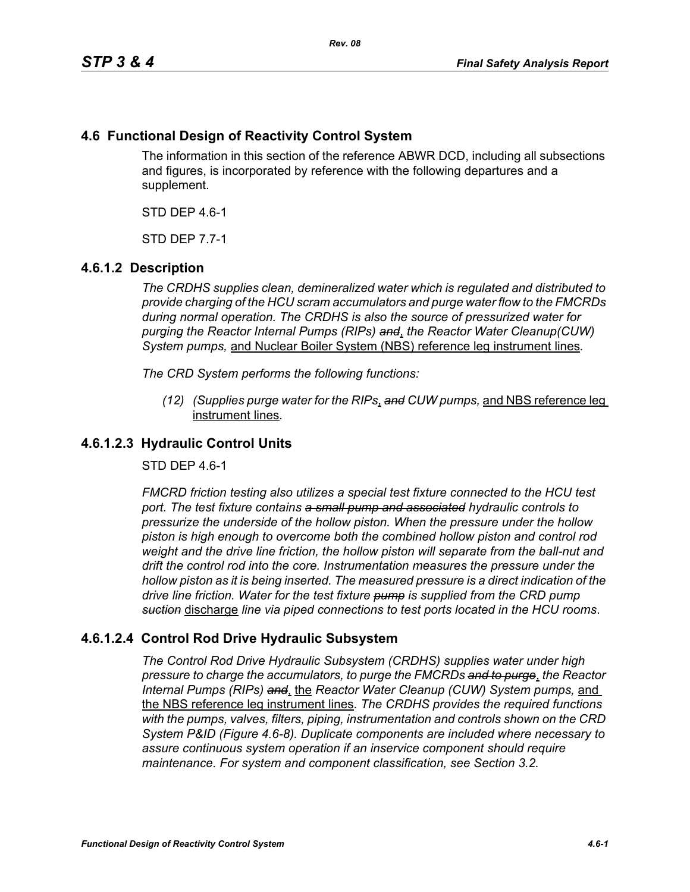## 4.6 Functional Design of Reactivity Control System

The information in this section of the reference ABWR DCD, including all subsections and figures, is incorporated by reference with the following departures and a supplement.

STD DEP 4.6-1

STD DEP 7.7-1

### 4.6.1.2 Description

*The CRDHS supplies clean, demineralized water which is regulated and distributed to provide charging of the HCU scram accumulators and purge water flow to the FMCRDs during normal operation. The CRDHS is also the source of pressurized water for purging the Reactor Internal Pumps (RIPs) ~~and~~, the Reactor Water Cleanup(CUW) System pumps,* <u>and Nuclear Boiler System (NBS) reference leg instrument lines</u>.

*The CRD System performs the following functions:*

> *(12) (Supplies purge water for the RIPs, ~~and~~ CUW pumps,* <u>and NBS reference leg instrument lines</u>.

### 4.6.1.2.3 Hydraulic Control Units

STD DEP 4.6-1

*FMCRD friction testing also utilizes a special test fixture connected to the HCU test port. The test fixture contains ~~a small pump and associated~~ hydraulic controls to pressurize the underside of the hollow piston. When the pressure under the hollow piston is high enough to overcome both the combined hollow piston and control rod weight and the drive line friction, the hollow piston will separate from the ball-nut and drift the control rod into the core. Instrumentation measures the pressure under the hollow piston as it is being inserted. The measured pressure is a direct indication of the drive line friction. Water for the test fixture ~~pump~~ is supplied from the CRD pump ~~suction~~* <u>discharge</u> *line via piped connections to test ports located in the HCU rooms*.

### 4.6.1.2.4 Control Rod Drive Hydraulic Subsystem

*The Control Rod Drive Hydraulic Subsystem (CRDHS) supplies water under high pressure to charge the accumulators, to purge the FMCRDs ~~and to purge~~, the Reactor Internal Pumps (RIPs) ~~and~~,* <u>the</u> *Reactor Water Cleanup (CUW) System pumps,* <u>and the NBS reference leg instrument lines</u>. *The CRDHS provides the required functions with the pumps, valves, filters, piping, instrumentation and controls shown on the CRD System P&ID (Figure 4.6-8). Duplicate components are included where necessary to assure continuous system operation if an inservice component should require maintenance. For system and component classification, see Section 3.2.*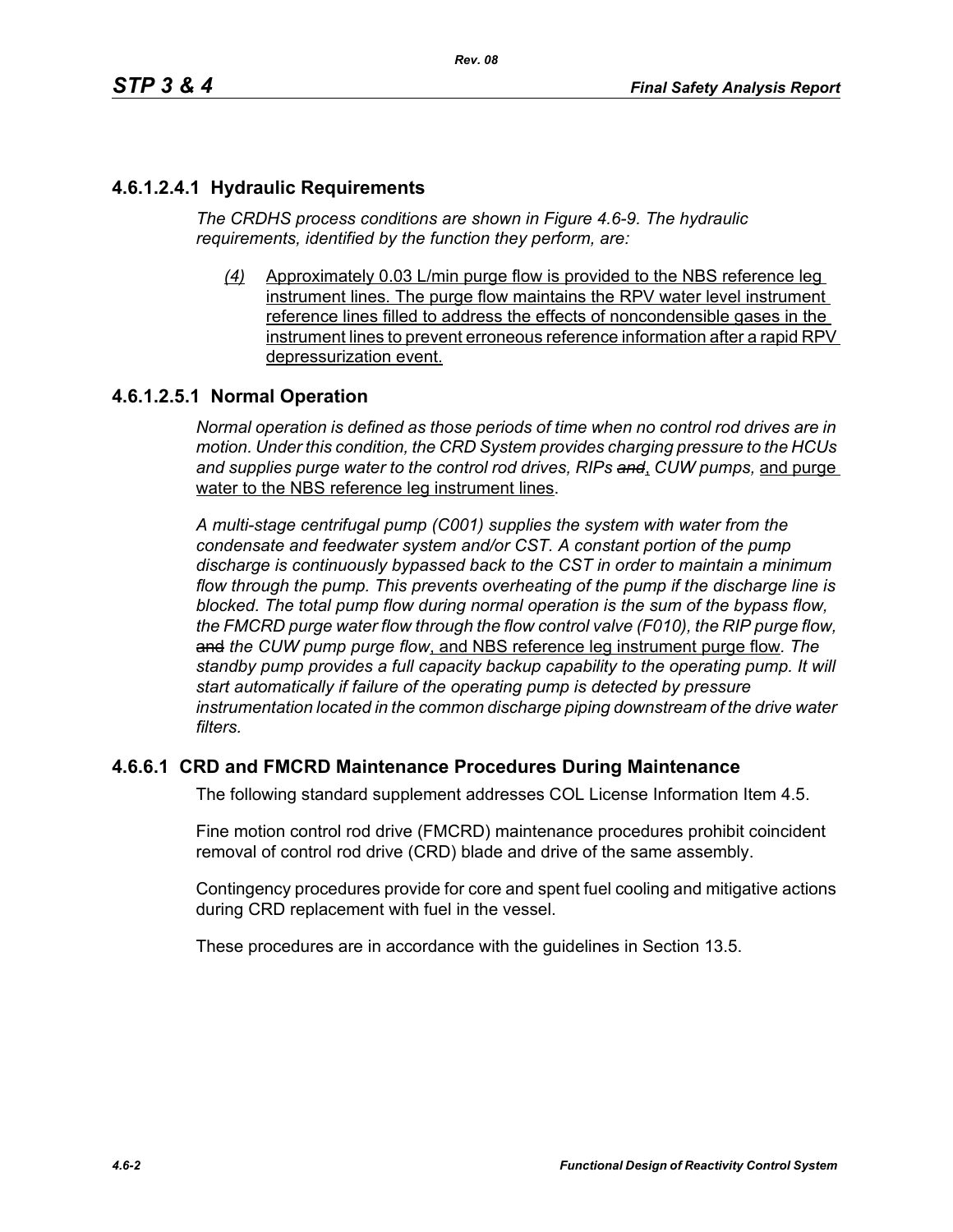### 4.6.1.2.4.1 Hydraulic Requirements

*The CRDHS process conditions are shown in Figure 4.6-9. The hydraulic requirements, identified by the function they perform, are:*

*(4)* Approximately 0.03 L/min purge flow is provided to the NBS reference leg instrument lines. The purge flow maintains the RPV water level instrument reference lines filled to address the effects of noncondensible gases in the instrument lines to prevent erroneous reference information after a rapid RPV depressurization event.

### 4.6.1.2.5.1 Normal Operation

*Normal operation is defined as those periods of time when no control rod drives are in motion. Under this condition, the CRD System provides charging pressure to the HCUs and supplies purge water to the control rod drives, RIPs ~~and~~, CUW pumps,* and purge water to the NBS reference leg instrument lines.

*A multi-stage centrifugal pump (C001) supplies the system with water from the condensate and feedwater system and/or CST. A constant portion of the pump discharge is continuously bypassed back to the CST in order to maintain a minimum flow through the pump. This prevents overheating of the pump if the discharge line is blocked. The total pump flow during normal operation is the sum of the bypass flow, the FMCRD purge water flow through the flow control valve (F010), the RIP purge flow,* ~~and~~ *the CUW pump purge flow*, and NBS reference leg instrument purge flow. *The standby pump provides a full capacity backup capability to the operating pump. It will start automatically if failure of the operating pump is detected by pressure instrumentation located in the common discharge piping downstream of the drive water filters.*

### 4.6.6.1 CRD and FMCRD Maintenance Procedures During Maintenance

The following standard supplement addresses COL License Information Item 4.5.

Fine motion control rod drive (FMCRD) maintenance procedures prohibit coincident removal of control rod drive (CRD) blade and drive of the same assembly.

Contingency procedures provide for core and spent fuel cooling and mitigative actions during CRD replacement with fuel in the vessel.

These procedures are in accordance with the guidelines in Section 13.5.